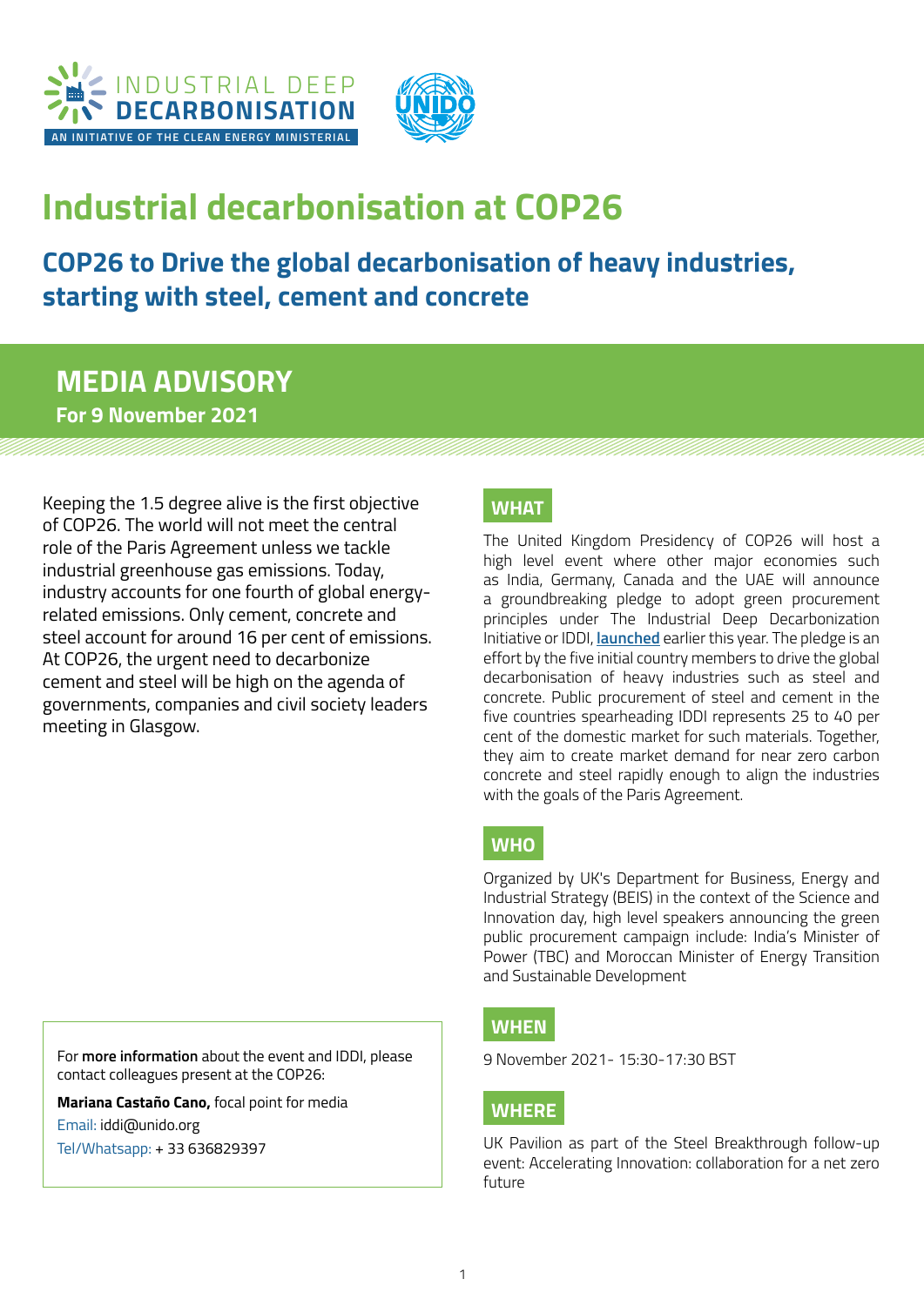INDUSTRIAL DEEP **DECARBONISATION**

AN INITIATIVE OF THE CLEAN ENERGY MINISTERIAL

# Industrial decarbonisation at COP26

## COP26 to Drive the global decarbonisation of heavy industries, starting with steel, cement and concrete

## MEDIA ADVISORY

**For 9 November 2021**

Keeping the 1.5 degree alive is the first objective of COP26. The world will not meet the central role of the Paris Agreement unless we tackle industrial greenhouse gas emissions. Today, industry accounts for one fourth of global energy-related emissions. Only cement, concrete and steel account for around 16 per cent of emissions. At COP26, the urgent need to decarbonize cement and steel will be high on the agenda of governments, companies and civil society leaders meeting in Glasgow.

### WHAT

The United Kingdom Presidency of COP26 will host a high level event where other major economies such as India, Germany, Canada and the UAE will announce a groundbreaking pledge to adopt green procurement principles under The Industrial Deep Decarbonization Initiative or IDDI, **launched** earlier this year. The pledge is an effort by the five initial country members to drive the global decarbonisation of heavy industries such as steel and concrete. Public procurement of steel and cement in the five countries spearheading IDDI represents 25 to 40 per cent of the domestic market for such materials. Together, they aim to create market demand for near zero carbon concrete and steel rapidly enough to align the industries with the goals of the Paris Agreement.

### WHO

Organized by UK's Department for Business, Energy and Industrial Strategy (BEIS) in the context of the Science and Innovation day, high level speakers announcing the green public procurement campaign include: India's Minister of Power (TBC) and Moroccan Minister of Energy Transition and Sustainable Development

### WHEN

9 November 2021- 15:30-17:30 BST

### WHERE

UK Pavilion as part of the Steel Breakthrough follow-up event: Accelerating Innovation: collaboration for a net zero future

For **more information** about the event and IDDI, please contact colleagues present at the COP26:

**Mariana Castaño Cano,** focal point for media

Email: iddi@unido.org

Tel/Whatsapp: + 33 636829397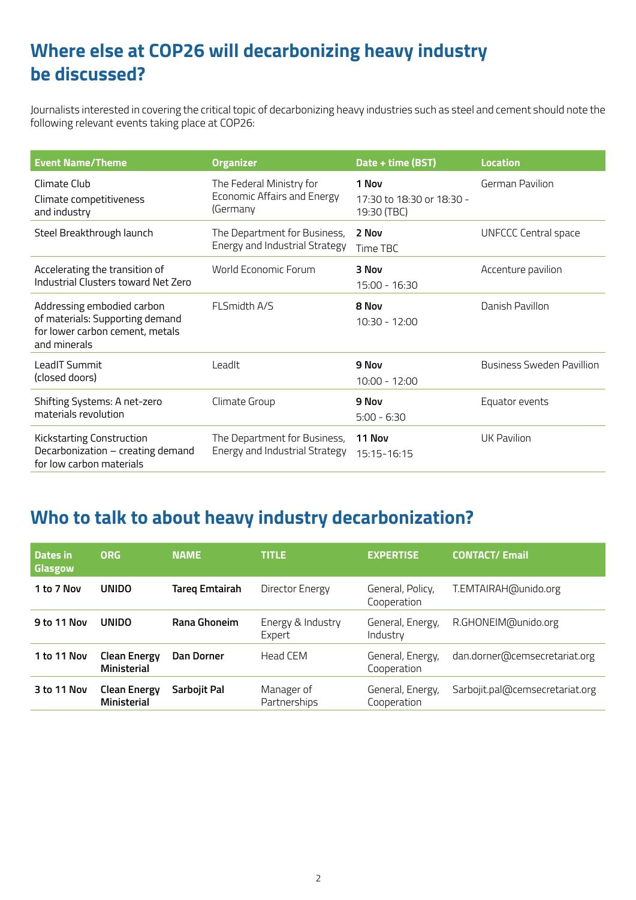## Where else at COP26 will decarbonizing heavy industry be discussed?

Journalists interested in covering the critical topic of decarbonizing heavy industries such as steel and cement should note the following relevant events taking place at COP26:

| Event Name/Theme | Organizer | Date + time (BST) | Location |
|---|---|---|---|
| Climate Club<br>Climate competitiveness and industry | The Federal Ministry for Economic Affairs and Energy (Germany | **1 Nov**<br>17:30 to 18:30 or 18:30 - 19:30 (TBC) | German Pavilion |
| Steel Breakthrough launch | The Department for Business, Energy and Industrial Strategy | **2 Nov**<br>Time TBC | UNFCCC Central space |
| Accelerating the transition of Industrial Clusters toward Net Zero | World Economic Forum | **3 Nov**<br>15:00 - 16:30 | Accenture pavilion |
| Addressing embodied carbon of materials: Supporting demand for lower carbon cement, metals and minerals | FLSmidth A/S | **8 Nov**<br>10:30 - 12:00 | Danish Pavillon |
| LeadIT Summit (closed doors) | LeadIt | **9 Nov**<br>10:00 - 12:00 | Business Sweden Pavillion |
| Shifting Systems: A net-zero materials revolution | Climate Group | **9 Nov**<br>5:00 - 6:30 | Equator events |
| Kickstarting Construction Decarbonization – creating demand for low carbon materials | The Department for Business, Energy and Industrial Strategy | **11 Nov**<br>15:15-16:15 | UK Pavilion |

## Who to talk to about heavy industry decarbonization?

| Dates in Glasgow | ORG | NAME | TITLE | EXPERTISE | CONTACT/ Email |
|---|---|---|---|---|---|
| **1 to 7 Nov** | **UNIDO** | **Tareq Emtairah** | Director Energy | General, Policy, Cooperation | T.EMTAIRAH@unido.org |
| **9 to 11 Nov** | **UNIDO** | **Rana Ghoneim** | Energy & Industry Expert | General, Energy, Industry | R.GHONEIM@unido.org |
| **1 to 11 Nov** | **Clean Energy Ministerial** | **Dan Dorner** | Head CEM | General, Energy, Cooperation | dan.dorner@cemsecretariat.org |
| **3 to 11 Nov** | **Clean Energy Ministerial** | **Sarbojit Pal** | Manager of Partnerships | General, Energy, Cooperation | Sarbojit.pal@cemsecretariat.org |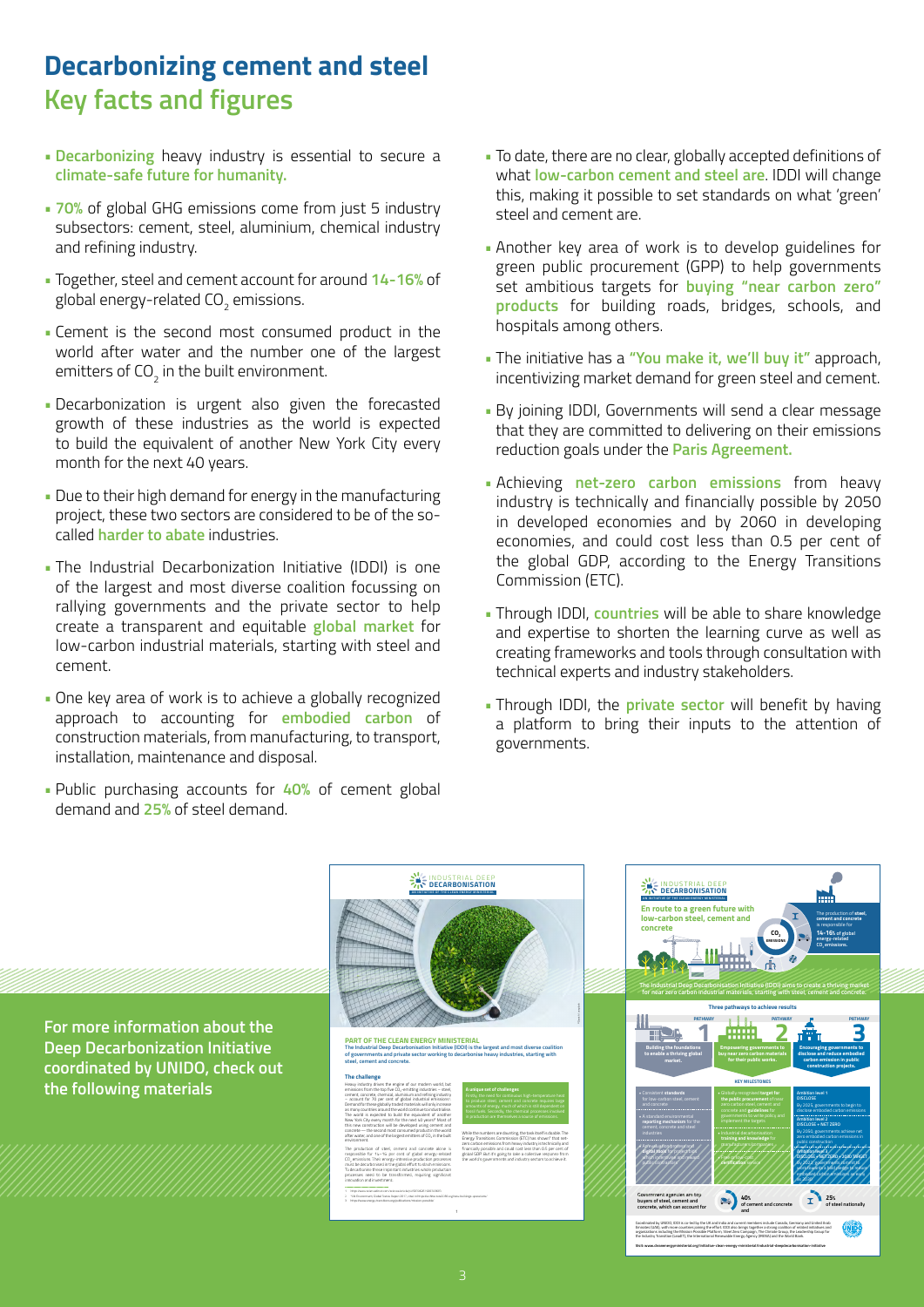# Decarbonizing cement and steel

## Key facts and figures

- **Decarbonizing** heavy industry is essential to secure a **climate-safe future for humanity.**
- **70%** of global GHG emissions come from just 5 industry subsectors: cement, steel, aluminium, chemical industry and refining industry.
- Together, steel and cement account for around **14-16%** of global energy-related $CO_2$ emissions.
- Cement is the second most consumed product in the world after water and the number one of the largest emitters of $CO_2$ in the built environment.
- Decarbonization is urgent also given the forecasted growth of these industries as the world is expected to build the equivalent of another New York City every month for the next 40 years.
- Due to their high demand for energy in the manufacturing project, these two sectors are considered to be of the so-called **harder to abate** industries.
- The Industrial Decarbonization Initiative (IDDI) is one of the largest and most diverse coalition focussing on rallying governments and the private sector to help create a transparent and equitable **global market** for low-carbon industrial materials, starting with steel and cement.
- One key area of work is to achieve a globally recognized approach to accounting for **embodied carbon** of construction materials, from manufacturing, to transport, installation, maintenance and disposal.
- Public purchasing accounts for **40%** of cement global demand and **25%** of steel demand.
- To date, there are no clear, globally accepted definitions of what **low-carbon cement and steel are**. IDDI will change this, making it possible to set standards on what 'green' steel and cement are.
- Another key area of work is to develop guidelines for green public procurement (GPP) to help governments set ambitious targets for **buying "near carbon zero" products** for building roads, bridges, schools, and hospitals among others.
- The initiative has a **"You make it, we'll buy it"** approach, incentivizing market demand for green steel and cement.
- By joining IDDI, Governments will send a clear message that they are committed to delivering on their emissions reduction goals under the **Paris Agreement.**
- Achieving **net-zero carbon emissions** from heavy industry is technically and financially possible by 2050 in developed economies and by 2060 in developing economies, and could cost less than 0.5 per cent of the global GDP, according to the Energy Transitions Commission (ETC).
- Through IDDI, **countries** will be able to share knowledge and expertise to shorten the learning curve as well as creating frameworks and tools through consultation with technical experts and industry stakeholders.
- Through IDDI, the **private sector** will benefit by having a platform to bring their inputs to the attention of governments.

**For more information about the Deep Decarbonization Initiative coordinated by UNIDO, check out the following materials**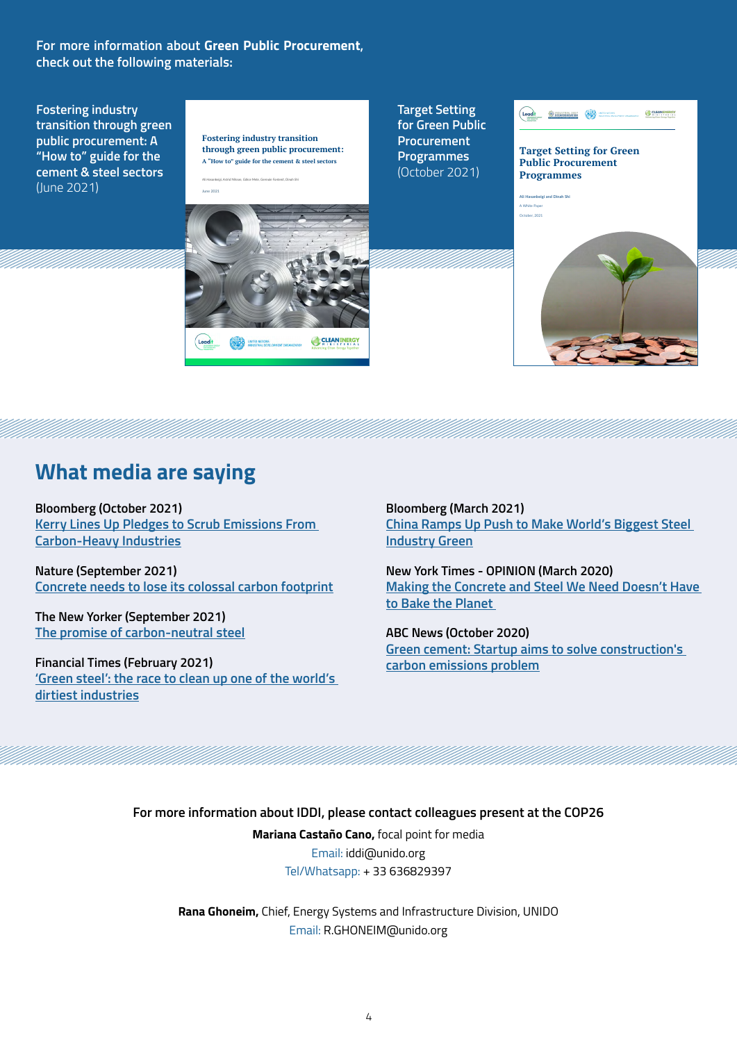For more information about **Green Public Procurement**, check out the following materials:

**Fostering industry transition through green public procurement: A "How to" guide for the cement & steel sectors** (June 2021)

**Target Setting for Green Public Procurement Programmes** (October 2021)

## What media are saying

Bloomberg (October 2021)
Kerry Lines Up Pledges to Scrub Emissions From Carbon-Heavy Industries

Nature (September 2021)
Concrete needs to lose its colossal carbon footprint

The New Yorker (September 2021)
The promise of carbon-neutral steel

Financial Times (February 2021)
'Green steel': the race to clean up one of the world's dirtiest industries

Bloomberg (March 2021)
China Ramps Up Push to Make World's Biggest Steel Industry Green

New York Times - OPINION (March 2020)
Making the Concrete and Steel We Need Doesn't Have to Bake the Planet

ABC News (October 2020)
Green cement: Startup aims to solve construction's carbon emissions problem

**For more information about IDDI, please contact colleagues present at the COP26**

**Mariana Castaño Cano,** focal point for media
Email: iddi@unido.org
Tel/Whatsapp: + 33 636829397

**Rana Ghoneim,** Chief, Energy Systems and Infrastructure Division, UNIDO
Email: R.GHONEIM@unido.org